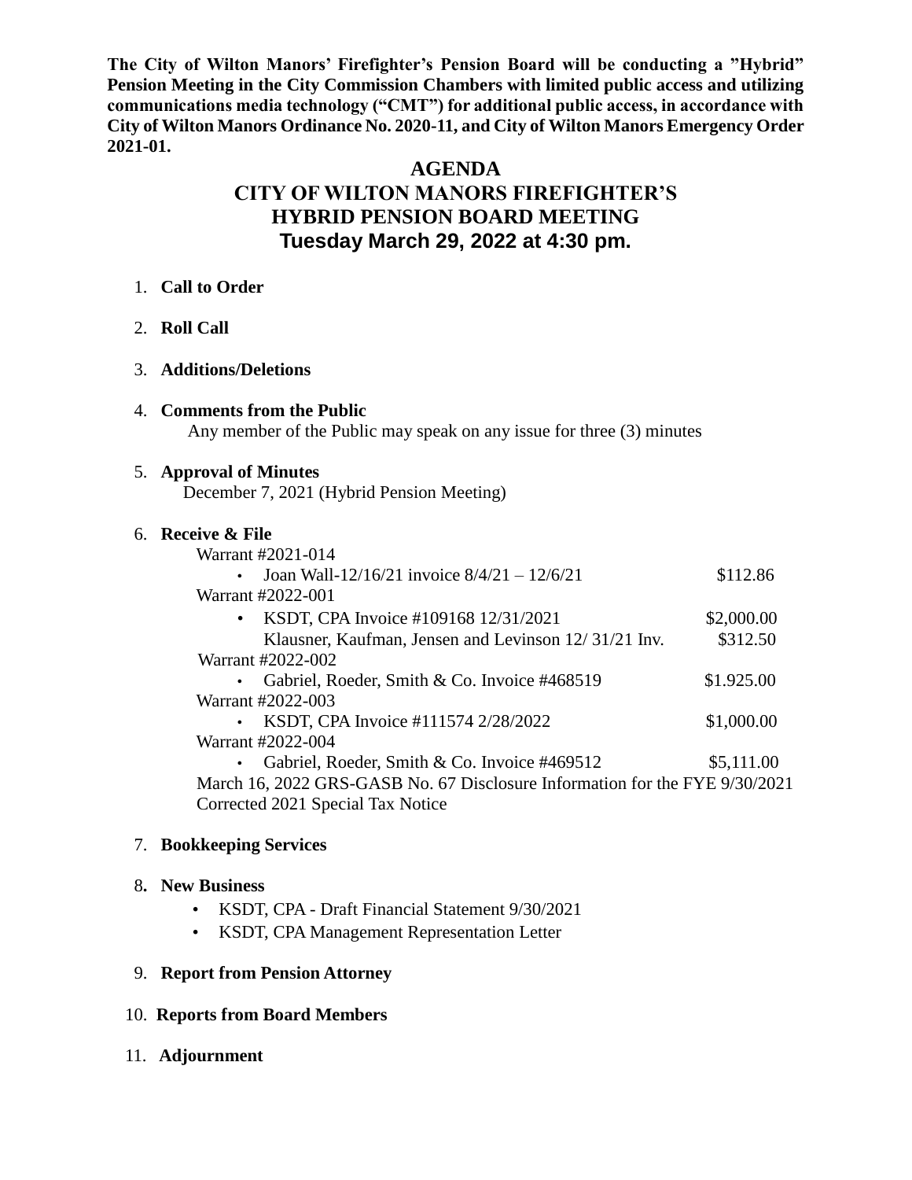**The City of Wilton Manors' Firefighter's Pension Board will be conducting a "Hybrid" Pension Meeting in the City Commission Chambers with limited public access and utilizing communications media technology ("CMT") for additional public access, in accordance with City of Wilton Manors Ordinance No. 2020-11, and City of Wilton Manors Emergency Order 2021-01.**

# AGENDA
# CITY OF WILTON MANORS FIREFIGHTER'S HYBRID PENSION BOARD MEETING
## Tuesday March 29, 2022 at 4:30 pm.

1. **Call to Order**

2. **Roll Call**

3. **Additions/Deletions**

4. **Comments from the Public**
   Any member of the Public may speak on any issue for three (3) minutes

5. **Approval of Minutes**
   December 7, 2021 (Hybrid Pension Meeting)

6. **Receive & File**
   Warrant #2021-014
   - Joan Wall-12/16/21 invoice 8/4/21 – 12/6/21 — $112.86

   Warrant #2022-001
   - KSDT, CPA Invoice #109168 12/31/2021 — $2,000.00
     Klausner, Kaufman, Jensen and Levinson 12/ 31/21 Inv. — $312.50

   Warrant #2022-002
   - Gabriel, Roeder, Smith & Co. Invoice #468519 — $1.925.00

   Warrant #2022-003
   - KSDT, CPA Invoice #111574 2/28/2022 — $1,000.00

   Warrant #2022-004
   - Gabriel, Roeder, Smith & Co. Invoice #469512 — $5,111.00

   March 16, 2022 GRS-GASB No. 67 Disclosure Information for the FYE 9/30/2021
   Corrected 2021 Special Tax Notice

7. **Bookkeeping Services**

8. **New Business**
   - KSDT, CPA - Draft Financial Statement 9/30/2021
   - KSDT, CPA Management Representation Letter

9. **Report from Pension Attorney**

10. **Reports from Board Members**

11. **Adjournment**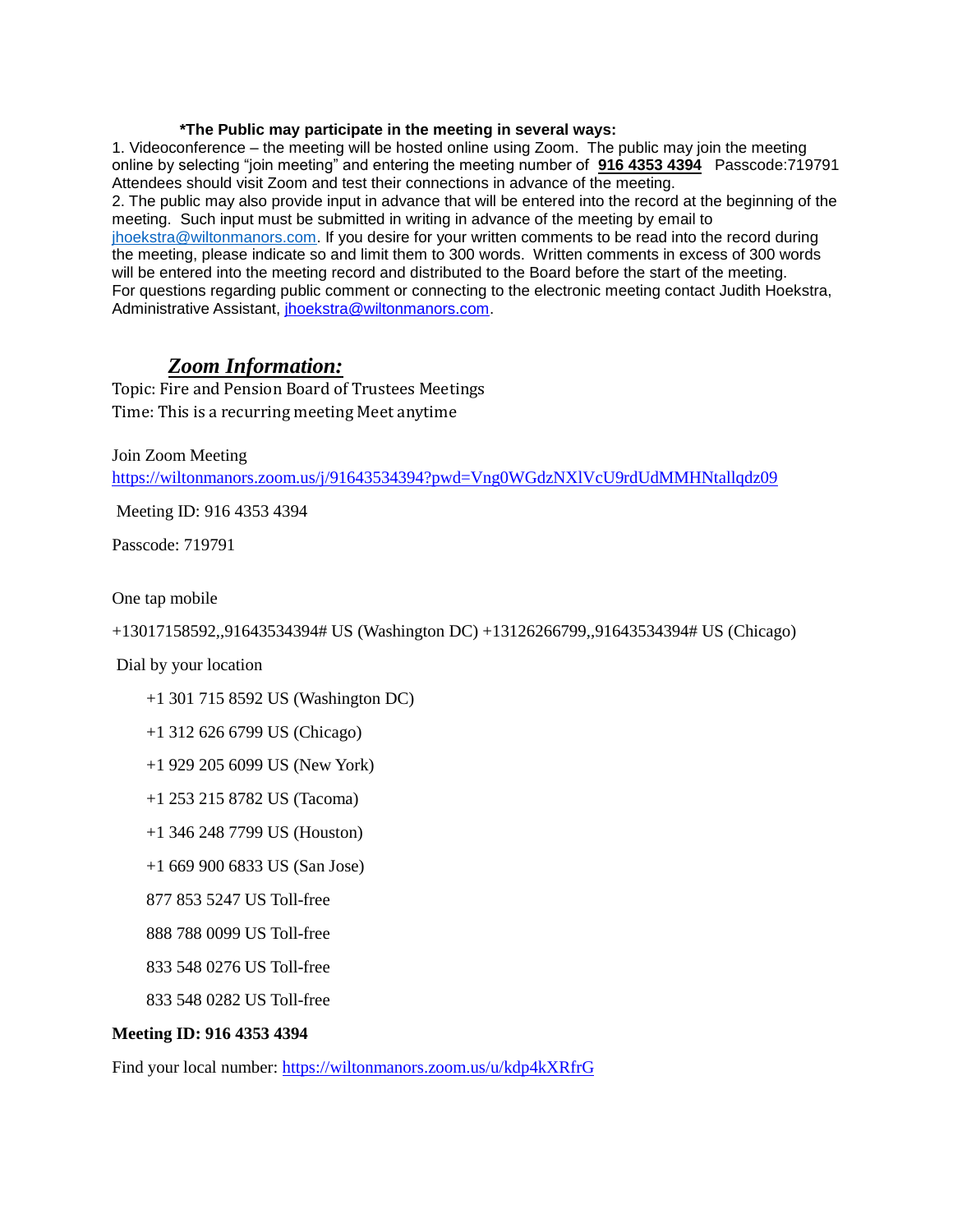**\*The Public may participate in the meeting in several ways:**

1. Videoconference – the meeting will be hosted online using Zoom. The public may join the meeting online by selecting "join meeting" and entering the meeting number of **916 4353 4394** Passcode:719791 Attendees should visit Zoom and test their connections in advance of the meeting.
2. The public may also provide input in advance that will be entered into the record at the beginning of the meeting. Such input must be submitted in writing in advance of the meeting by email to jhoekstra@wiltonmanors.com. If you desire for your written comments to be read into the record during the meeting, please indicate so and limit them to 300 words. Written comments in excess of 300 words will be entered into the meeting record and distributed to the Board before the start of the meeting.

For questions regarding public comment or connecting to the electronic meeting contact Judith Hoekstra, Administrative Assistant, jhoekstra@wiltonmanors.com.

## ***Zoom Information:***

Topic: Fire and Pension Board of Trustees Meetings
Time: This is a recurring meeting Meet anytime

Join Zoom Meeting
https://wiltonmanors.zoom.us/j/91643534394?pwd=Vng0WGdzNXlVcU9rdUdMMHNtallqdz09

Meeting ID: 916 4353 4394

Passcode: 719791

One tap mobile

+13017158592,,91643534394# US (Washington DC) +13126266799,,91643534394# US (Chicago)

Dial by your location

+1 301 715 8592 US (Washington DC)

+1 312 626 6799 US (Chicago)

+1 929 205 6099 US (New York)

+1 253 215 8782 US (Tacoma)

+1 346 248 7799 US (Houston)

+1 669 900 6833 US (San Jose)

877 853 5247 US Toll-free

888 788 0099 US Toll-free

833 548 0276 US Toll-free

833 548 0282 US Toll-free

**Meeting ID: 916 4353 4394**

Find your local number: https://wiltonmanors.zoom.us/u/kdp4kXRfrG